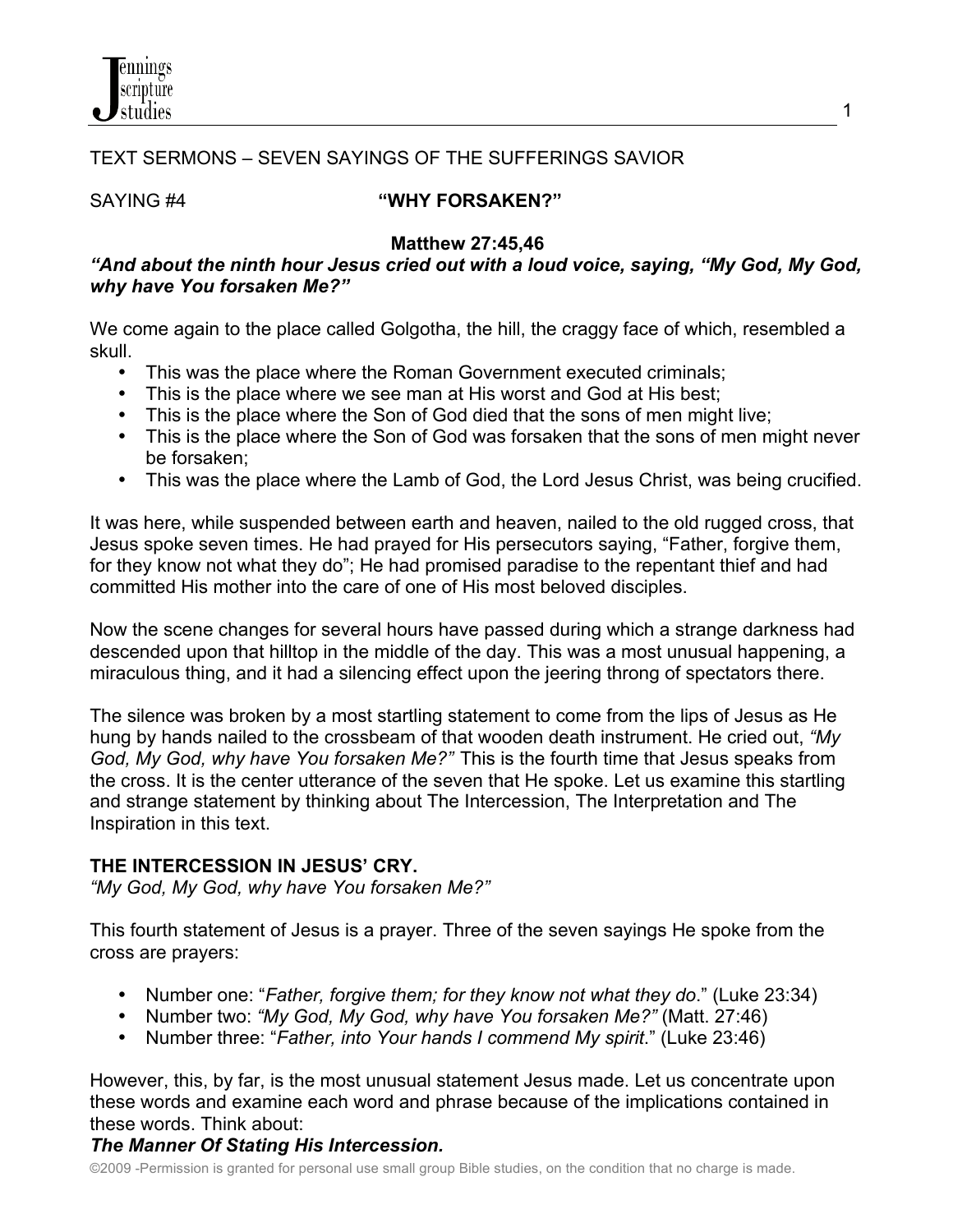TEXT SERMONS – SEVEN SAYINGS OF THE SUFFERINGS SAVIOR

SAYING #4 **"WHY FORSAKEN?"**

**Matthew 27:45,46**

***"And about the ninth hour Jesus cried out with a loud voice, saying, "My God, My God, why have You forsaken Me?"***

We come again to the place called Golgotha, the hill, the craggy face of which, resembled a skull.

- This was the place where the Roman Government executed criminals;
- This is the place where we see man at His worst and God at His best;
- This is the place where the Son of God died that the sons of men might live;
- This is the place where the Son of God was forsaken that the sons of men might never be forsaken;
- This was the place where the Lamb of God, the Lord Jesus Christ, was being crucified.

It was here, while suspended between earth and heaven, nailed to the old rugged cross, that Jesus spoke seven times. He had prayed for His persecutors saying, "Father, forgive them, for they know not what they do"; He had promised paradise to the repentant thief and had committed His mother into the care of one of His most beloved disciples.

Now the scene changes for several hours have passed during which a strange darkness had descended upon that hilltop in the middle of the day. This was a most unusual happening, a miraculous thing, and it had a silencing effect upon the jeering throng of spectators there.

The silence was broken by a most startling statement to come from the lips of Jesus as He hung by hands nailed to the crossbeam of that wooden death instrument. He cried out, *"My God, My God, why have You forsaken Me?"* This is the fourth time that Jesus speaks from the cross. It is the center utterance of the seven that He spoke. Let us examine this startling and strange statement by thinking about The Intercession, The Interpretation and The Inspiration in this text.

**THE INTERCESSION IN JESUS' CRY.**

*"My God, My God, why have You forsaken Me?"*

This fourth statement of Jesus is a prayer. Three of the seven sayings He spoke from the cross are prayers:

- Number one: "*Father, forgive them; for they know not what they do*." (Luke 23:34)
- Number two: *"My God, My God, why have You forsaken Me?"* (Matt. 27:46)
- Number three: "*Father, into Your hands I commend My spirit*." (Luke 23:46)

However, this, by far, is the most unusual statement Jesus made. Let us concentrate upon these words and examine each word and phrase because of the implications contained in these words. Think about:

***The Manner Of Stating His Intercession.***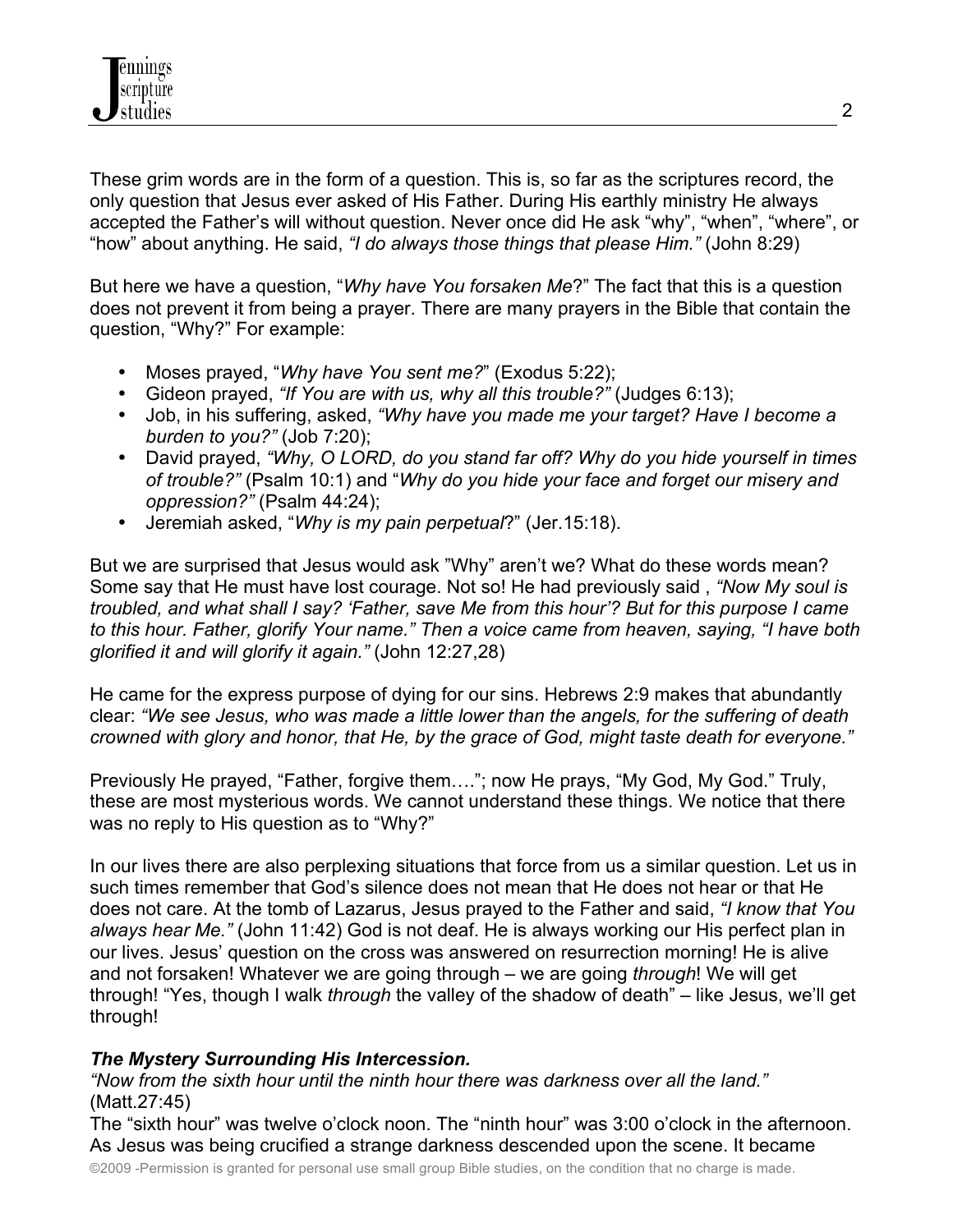These grim words are in the form of a question. This is, so far as the scriptures record, the only question that Jesus ever asked of His Father. During His earthly ministry He always accepted the Father's will without question. Never once did He ask "why", "when", "where", or "how" about anything. He said, *"I do always those things that please Him."* (John 8:29)

But here we have a question, "*Why have You forsaken Me*?" The fact that this is a question does not prevent it from being a prayer. There are many prayers in the Bible that contain the question, "Why?" For example:

- Moses prayed, "*Why have You sent me?*" (Exodus 5:22);
- Gideon prayed, *"If You are with us, why all this trouble?"* (Judges 6:13);
- Job, in his suffering, asked, *"Why have you made me your target? Have I become a burden to you?"* (Job 7:20);
- David prayed, *"Why, O LORD, do you stand far off? Why do you hide yourself in times of trouble?"* (Psalm 10:1) and "*Why do you hide your face and forget our misery and oppression?"* (Psalm 44:24);
- Jeremiah asked, "*Why is my pain perpetual*?" (Jer.15:18).

But we are surprised that Jesus would ask "Why" aren't we? What do these words mean? Some say that He must have lost courage. Not so! He had previously said , *"Now My soul is troubled, and what shall I say? 'Father, save Me from this hour'? But for this purpose I came to this hour. Father, glorify Your name." Then a voice came from heaven, saying, "I have both glorified it and will glorify it again."* (John 12:27,28)

He came for the express purpose of dying for our sins. Hebrews 2:9 makes that abundantly clear: *"We see Jesus, who was made a little lower than the angels, for the suffering of death crowned with glory and honor, that He, by the grace of God, might taste death for everyone."*

Previously He prayed, "Father, forgive them…."; now He prays, "My God, My God." Truly, these are most mysterious words. We cannot understand these things. We notice that there was no reply to His question as to "Why?"

In our lives there are also perplexing situations that force from us a similar question. Let us in such times remember that God's silence does not mean that He does not hear or that He does not care. At the tomb of Lazarus, Jesus prayed to the Father and said, *"I know that You always hear Me."* (John 11:42) God is not deaf. He is always working our His perfect plan in our lives. Jesus' question on the cross was answered on resurrection morning! He is alive and not forsaken! Whatever we are going through – we are going *through*! We will get through! "Yes, though I walk *through* the valley of the shadow of death" – like Jesus, we'll get through!

***The Mystery Surrounding His Intercession.***

*"Now from the sixth hour until the ninth hour there was darkness over all the land."* (Matt.27:45)

The "sixth hour" was twelve o'clock noon. The "ninth hour" was 3:00 o'clock in the afternoon. As Jesus was being crucified a strange darkness descended upon the scene. It became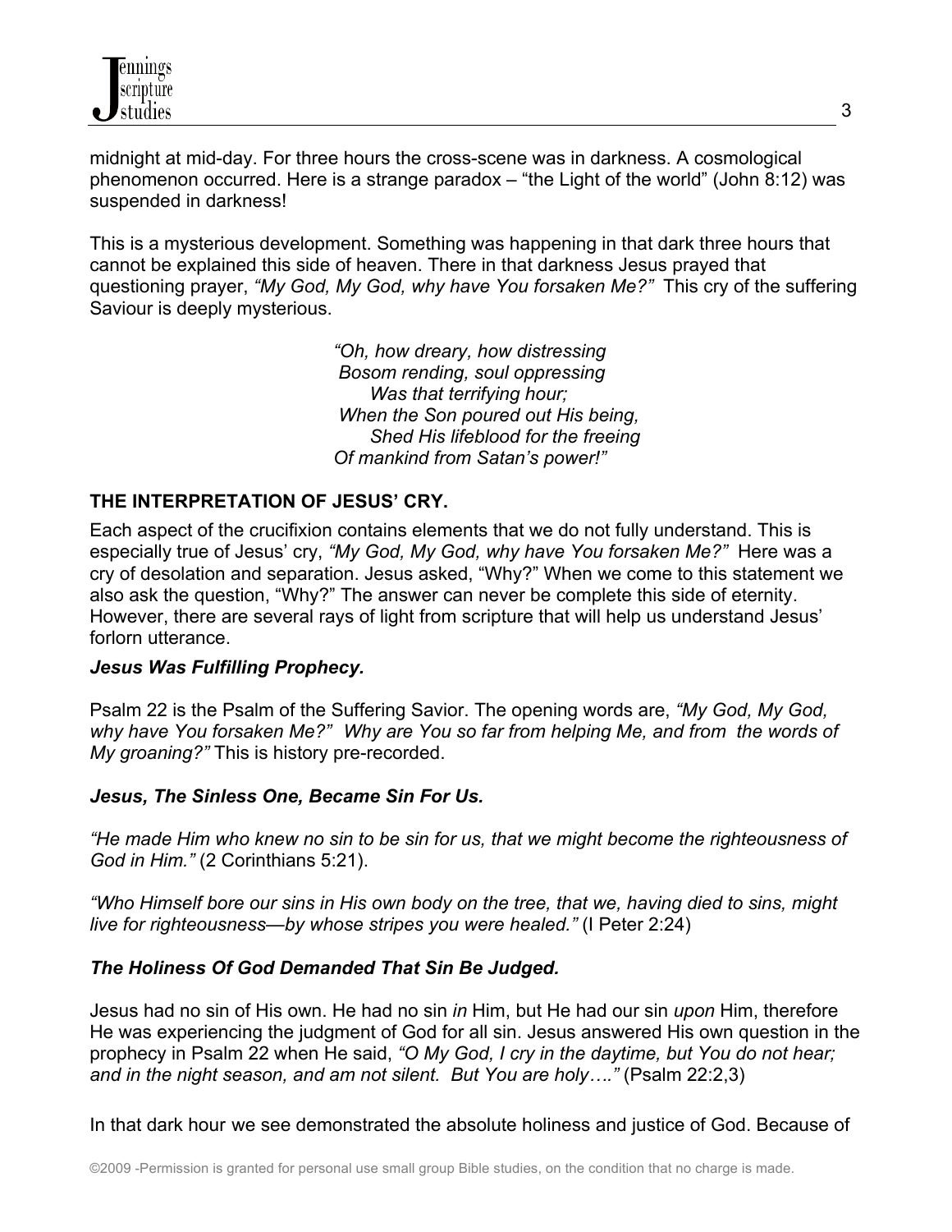midnight at mid-day. For three hours the cross-scene was in darkness. A cosmological phenomenon occurred. Here is a strange paradox – "the Light of the world" (John 8:12) was suspended in darkness!

This is a mysterious development. Something was happening in that dark three hours that cannot be explained this side of heaven. There in that darkness Jesus prayed that questioning prayer, *"My God, My God, why have You forsaken Me?"* This cry of the suffering Saviour is deeply mysterious.

> *"Oh, how dreary, how distressing*
> *Bosom rending, soul oppressing*
> *Was that terrifying hour;*
> *When the Son poured out His being,*
> *Shed His lifeblood for the freeing*
> *Of mankind from Satan's power!"*

## THE INTERPRETATION OF JESUS' CRY.

Each aspect of the crucifixion contains elements that we do not fully understand. This is especially true of Jesus' cry, *"My God, My God, why have You forsaken Me?"* Here was a cry of desolation and separation. Jesus asked, "Why?" When we come to this statement we also ask the question, "Why?" The answer can never be complete this side of eternity. However, there are several rays of light from scripture that will help us understand Jesus' forlorn utterance.

### *Jesus Was Fulfilling Prophecy.*

Psalm 22 is the Psalm of the Suffering Savior. The opening words are, *"My God, My God, why have You forsaken Me?" Why are You so far from helping Me, and from the words of My groaning?"* This is history pre-recorded.

### *Jesus, The Sinless One, Became Sin For Us.*

*"He made Him who knew no sin to be sin for us, that we might become the righteousness of God in Him."* (2 Corinthians 5:21).

*"Who Himself bore our sins in His own body on the tree, that we, having died to sins, might live for righteousness—by whose stripes you were healed."* (I Peter 2:24)

### *The Holiness Of God Demanded That Sin Be Judged.*

Jesus had no sin of His own. He had no sin *in* Him, but He had our sin *upon* Him, therefore He was experiencing the judgment of God for all sin. Jesus answered His own question in the prophecy in Psalm 22 when He said, *"O My God, I cry in the daytime, but You do not hear; and in the night season, and am not silent. But You are holy…."* (Psalm 22:2,3)

In that dark hour we see demonstrated the absolute holiness and justice of God. Because of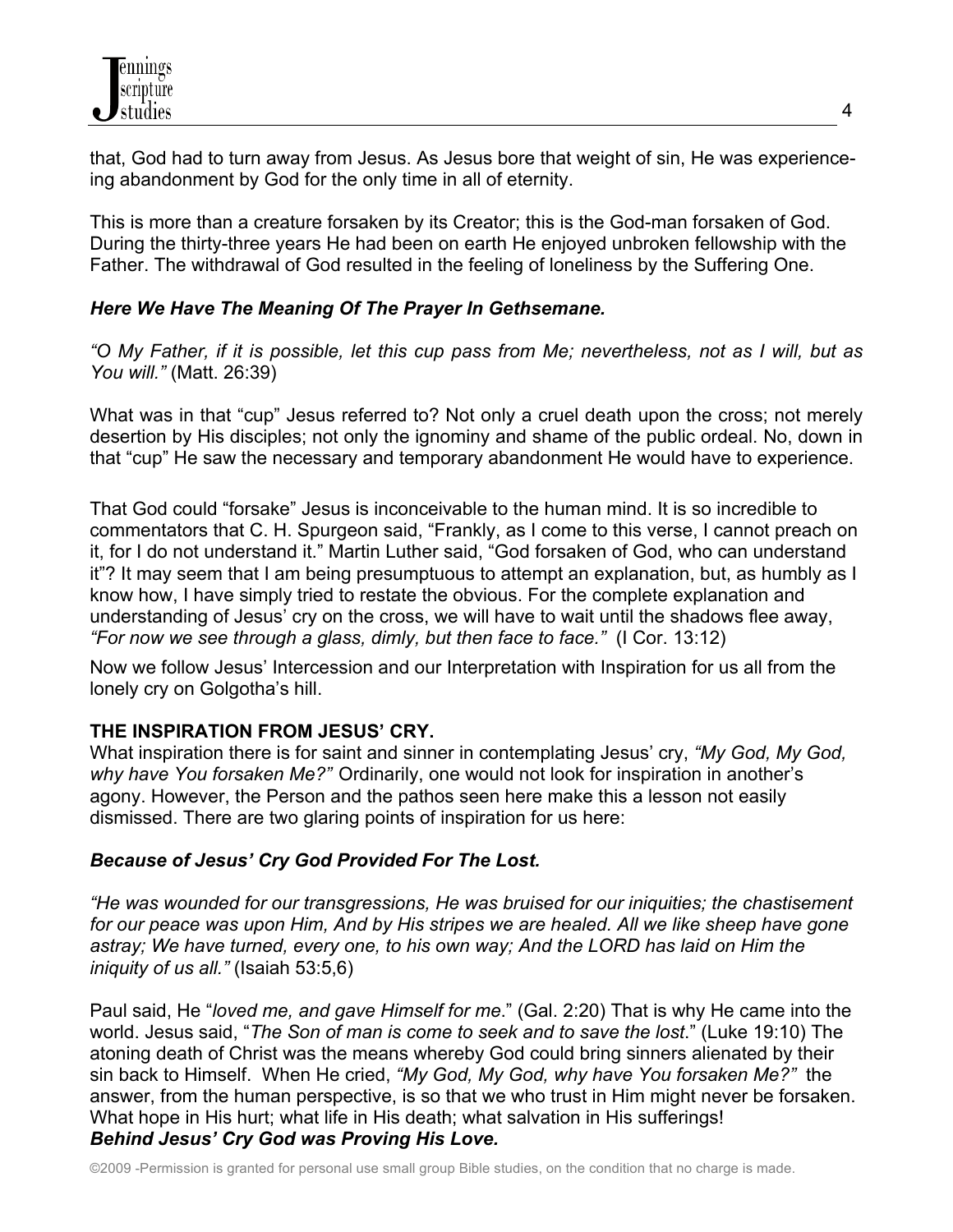that, God had to turn away from Jesus. As Jesus bore that weight of sin, He was experience-ing abandonment by God for the only time in all of eternity.

This is more than a creature forsaken by its Creator; this is the God-man forsaken of God. During the thirty-three years He had been on earth He enjoyed unbroken fellowship with the Father. The withdrawal of God resulted in the feeling of loneliness by the Suffering One.

***Here We Have The Meaning Of The Prayer In Gethsemane.***

*"O My Father, if it is possible, let this cup pass from Me; nevertheless, not as I will, but as You will."* (Matt. 26:39)

What was in that "cup" Jesus referred to? Not only a cruel death upon the cross; not merely desertion by His disciples; not only the ignominy and shame of the public ordeal. No, down in that "cup" He saw the necessary and temporary abandonment He would have to experience.

That God could "forsake" Jesus is inconceivable to the human mind. It is so incredible to commentators that C. H. Spurgeon said, "Frankly, as I come to this verse, I cannot preach on it, for I do not understand it." Martin Luther said, "God forsaken of God, who can understand it"? It may seem that I am being presumptuous to attempt an explanation, but, as humbly as I know how, I have simply tried to restate the obvious. For the complete explanation and understanding of Jesus' cry on the cross, we will have to wait until the shadows flee away, *"For now we see through a glass, dimly, but then face to face."* (I Cor. 13:12)

Now we follow Jesus' Intercession and our Interpretation with Inspiration for us all from the lonely cry on Golgotha's hill.

**THE INSPIRATION FROM JESUS' CRY.**

What inspiration there is for saint and sinner in contemplating Jesus' cry, *"My God, My God, why have You forsaken Me?"* Ordinarily, one would not look for inspiration in another's agony. However, the Person and the pathos seen here make this a lesson not easily dismissed. There are two glaring points of inspiration for us here:

***Because of Jesus' Cry God Provided For The Lost.***

*"He was wounded for our transgressions, He was bruised for our iniquities; the chastisement for our peace was upon Him, And by His stripes we are healed. All we like sheep have gone astray; We have turned, every one, to his own way; And the LORD has laid on Him the iniquity of us all."* (Isaiah 53:5,6)

Paul said, He "*loved me, and gave Himself for me*." (Gal. 2:20) That is why He came into the world. Jesus said, "*The Son of man is come to seek and to save the lost*." (Luke 19:10) The atoning death of Christ was the means whereby God could bring sinners alienated by their sin back to Himself. When He cried, *"My God, My God, why have You forsaken Me?"* the answer, from the human perspective, is so that we who trust in Him might never be forsaken. What hope in His hurt; what life in His death; what salvation in His sufferings!

***Behind Jesus' Cry God was Proving His Love.***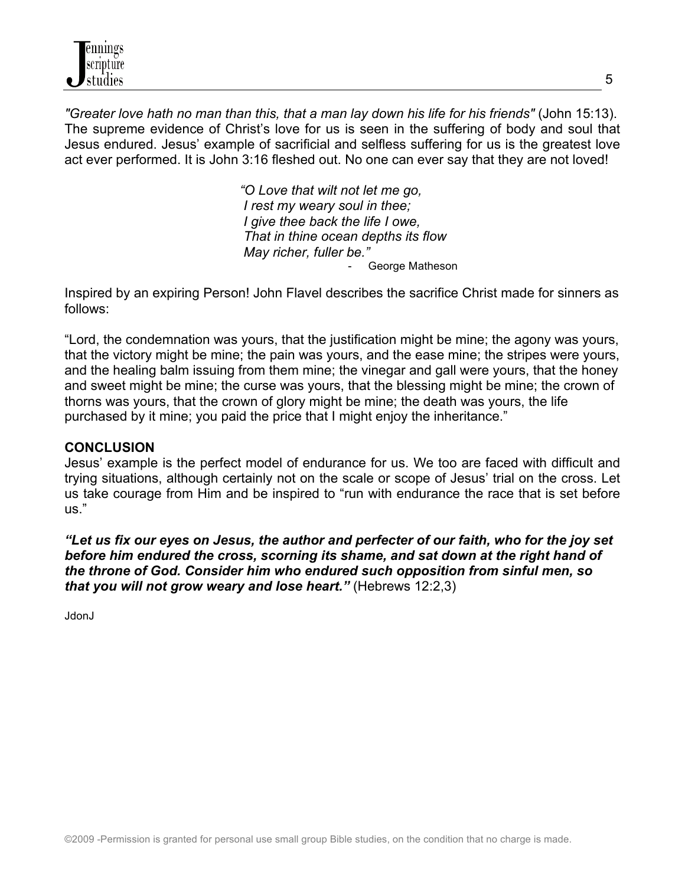*"Greater love hath no man than this, that a man lay down his life for his friends"* (John 15:13). The supreme evidence of Christ's love for us is seen in the suffering of body and soul that Jesus endured. Jesus' example of sacrificial and selfless suffering for us is the greatest love act ever performed. It is John 3:16 fleshed out. No one can ever say that they are not loved!

> *"O Love that wilt not let me go,*
> *I rest my weary soul in thee;*
> *I give thee back the life I owe,*
> *That in thine ocean depths its flow*
> *May richer, fuller be."*
>
> \- George Matheson

Inspired by an expiring Person! John Flavel describes the sacrifice Christ made for sinners as follows:

"Lord, the condemnation was yours, that the justification might be mine; the agony was yours, that the victory might be mine; the pain was yours, and the ease mine; the stripes were yours, and the healing balm issuing from them mine; the vinegar and gall were yours, that the honey and sweet might be mine; the curse was yours, that the blessing might be mine; the crown of thorns was yours, that the crown of glory might be mine; the death was yours, the life purchased by it mine; you paid the price that I might enjoy the inheritance."

**CONCLUSION**

Jesus' example is the perfect model of endurance for us. We too are faced with difficult and trying situations, although certainly not on the scale or scope of Jesus' trial on the cross. Let us take courage from Him and be inspired to "run with endurance the race that is set before us."

***"Let us fix our eyes on Jesus, the author and perfecter of our faith, who for the joy set before him endured the cross, scorning its shame, and sat down at the right hand of the throne of God. Consider him who endured such opposition from sinful men, so that you will not grow weary and lose heart."*** (Hebrews 12:2,3)

JdonJ

©2009 -Permission is granted for personal use small group Bible studies, on the condition that no charge is made.